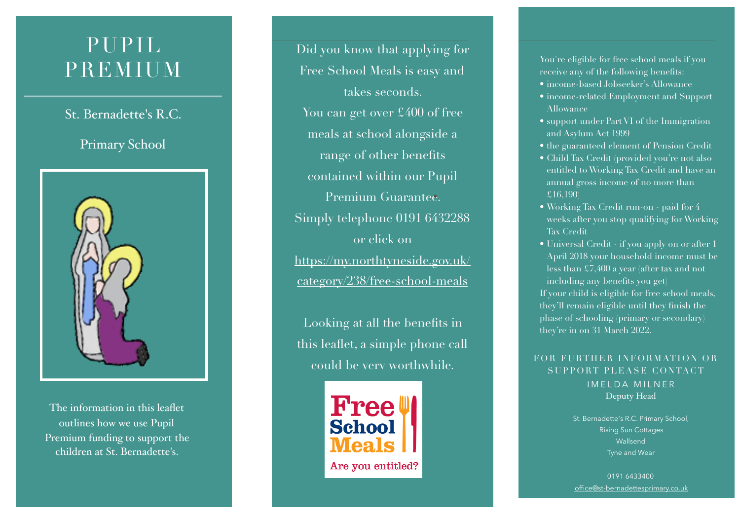# PUPIL PREMIUM

## St. Bernadette's R.C. Primary School

The information in this leaflet outlines how we use Pupil Premium funding to support the children at St. Bernadette's.

Did you know that applying for Free School Meals is easy and takes seconds.
You can get over £400 of free meals at school alongside a range of other benefits contained within our Pupil Premium Guarantee.
Simply telephone 0191 6432288 or click on [https://my.northtyneside.gov.uk/category/238/free-school-meals](https://my.northtyneside.gov.uk/category/238/free-school-meals)

Looking at all the benefits in this leaflet, a simple phone call could be very worthwhile.

Free School Meals
Are you entitled?

You're eligible for free school meals if you receive any of the following benefits:

- income-based Jobseeker's Allowance
- income-related Employment and Support Allowance
- support under Part VI of the Immigration and Asylum Act 1999
- the guaranteed element of Pension Credit
- Child Tax Credit (provided you're not also entitled to Working Tax Credit and have an annual gross income of no more than £16,190)
- Working Tax Credit run-on - paid for 4 weeks after you stop qualifying for Working Tax Credit
- Universal Credit - if you apply on or after 1 April 2018 your household income must be less than £7,400 a year (after tax and not including any benefits you get)

If your child is eligible for free school meals, they'll remain eligible until they finish the phase of schooling (primary or secondary) they're in on 31 March 2022.

FOR FURTHER INFORMATION OR SUPPORT PLEASE CONTACT
IMELDA MILNER
Deputy Head

St. Bernadette's R.C. Primary School,
Rising Sun Cottages
Wallsend
Tyne and Wear

0191 6433400
office@st-bernadettesprimary.co.uk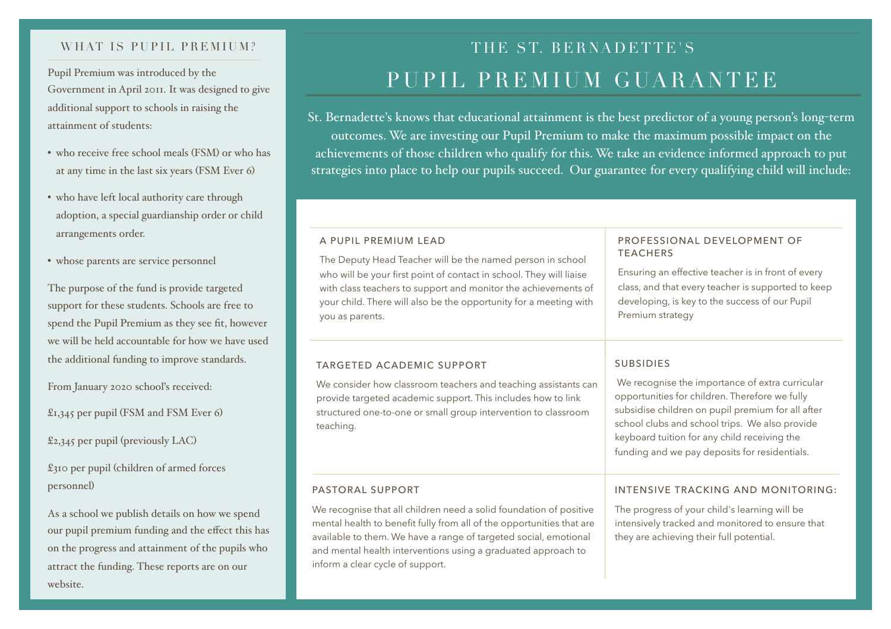## WHAT IS PUPIL PREMIUM?

Pupil Premium was introduced by the Government in April 2011. It was designed to give additional support to schools in raising the attainment of students:

- who receive free school meals (FSM) or who has at any time in the last six years (FSM Ever 6)
- who have left local authority care through adoption, a special guardianship order or child arrangements order.
- whose parents are service personnel

The purpose of the fund is provide targeted support for these students. Schools are free to spend the Pupil Premium as they see fit, however we will be held accountable for how we have used the additional funding to improve standards.

From January 2020 school's received:

£1,345 per pupil (FSM and FSM Ever 6)

£2,345 per pupil (previously LAC)

£310 per pupil (children of armed forces personnel)

As a school we publish details on how we spend our pupil premium funding and the effect this has on the progress and attainment of the pupils who attract the funding. These reports are on our website.

# THE ST. BERNADETTE'S PUPIL PREMIUM GUARANTEE

St. Bernadette's knows that educational attainment is the best predictor of a young person's long-term outcomes. We are investing our Pupil Premium to make the maximum possible impact on the achievements of those children who qualify for this. We take an evidence informed approach to put strategies into place to help our pupils succeed. Our guarantee for every qualifying child will include:

### A PUPIL PREMIUM LEAD

The Deputy Head Teacher will be the named person in school who will be your first point of contact in school. They will liaise with class teachers to support and monitor the achievements of your child. There will also be the opportunity for a meeting with you as parents.

### PROFESSIONAL DEVELOPMENT OF TEACHERS

Ensuring an effective teacher is in front of every class, and that every teacher is supported to keep developing, is key to the success of our Pupil Premium strategy

### TARGETED ACADEMIC SUPPORT

We consider how classroom teachers and teaching assistants can provide targeted academic support. This includes how to link structured one-to-one or small group intervention to classroom teaching.

### SUBSIDIES

We recognise the importance of extra curricular opportunities for children. Therefore we fully subsidise children on pupil premium for all after school clubs and school trips. We also provide keyboard tuition for any child receiving the funding and we pay deposits for residentials.

### PASTORAL SUPPORT

We recognise that all children need a solid foundation of positive mental health to benefit fully from all of the opportunities that are available to them. We have a range of targeted social, emotional and mental health interventions using a graduated approach to inform a clear cycle of support.

### INTENSIVE TRACKING AND MONITORING:

The progress of your child's learning will be intensively tracked and monitored to ensure that they are achieving their full potential.